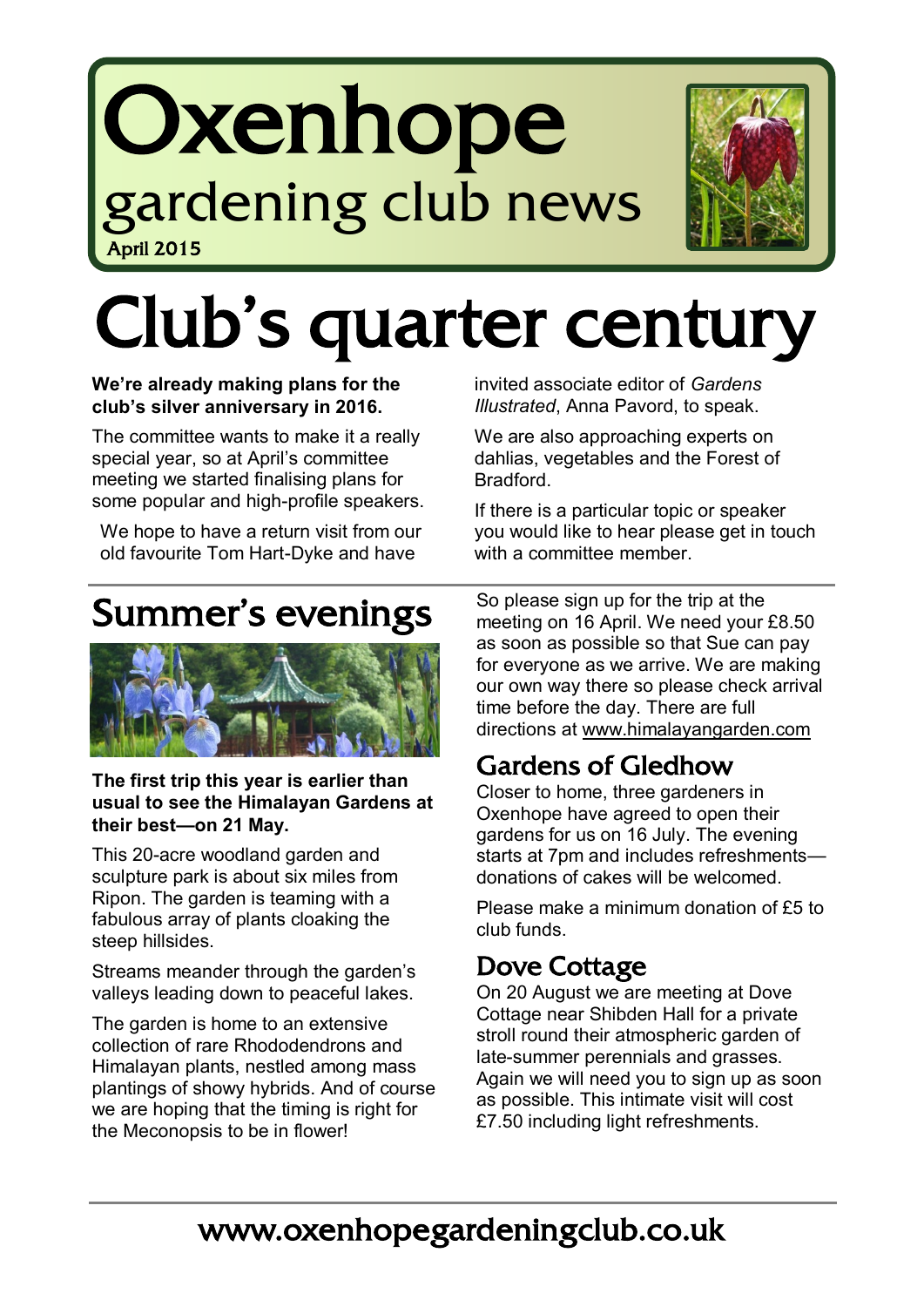# Oxenhope

## gardening club news

April 2015

# Club's quarter century

**We're already making plans for the club's silver anniversary in 2016.**

The committee wants to make it a really special year, so at April's committee meeting we started finalising plans for some popular and high-profile speakers.

We hope to have a return visit from our old favourite Tom Hart-Dyke and have invited associate editor of *Gardens Illustrated*, Anna Pavord, to speak.

We are also approaching experts on dahlias, vegetables and the Forest of Bradford.

If there is a particular topic or speaker you would like to hear please get in touch with a committee member.

## Summer's evenings

**The first trip this year is earlier than usual to see the Himalayan Gardens at their best—on 21 May.**

This 20-acre woodland garden and sculpture park is about six miles from Ripon. The garden is teaming with a fabulous array of plants cloaking the steep hillsides.

Streams meander through the garden's valleys leading down to peaceful lakes.

The garden is home to an extensive collection of rare Rhododendrons and Himalayan plants, nestled among mass plantings of showy hybrids. And of course we are hoping that the timing is right for the Meconopsis to be in flower!

So please sign up for the trip at the meeting on 16 April. We need your £8.50 as soon as possible so that Sue can pay for everyone as we arrive. We are making our own way there so please check arrival time before the day. There are full directions at www.himalayangarden.com

### Gardens of Gledhow

Closer to home, three gardeners in Oxenhope have agreed to open their gardens for us on 16 July. The evening starts at 7pm and includes refreshments—donations of cakes will be welcomed.

Please make a minimum donation of £5 to club funds.

### Dove Cottage

On 20 August we are meeting at Dove Cottage near Shibden Hall for a private stroll round their atmospheric garden of late-summer perennials and grasses. Again we will need you to sign up as soon as possible. This intimate visit will cost £7.50 including light refreshments.

www.oxenhopegardeningclub.co.uk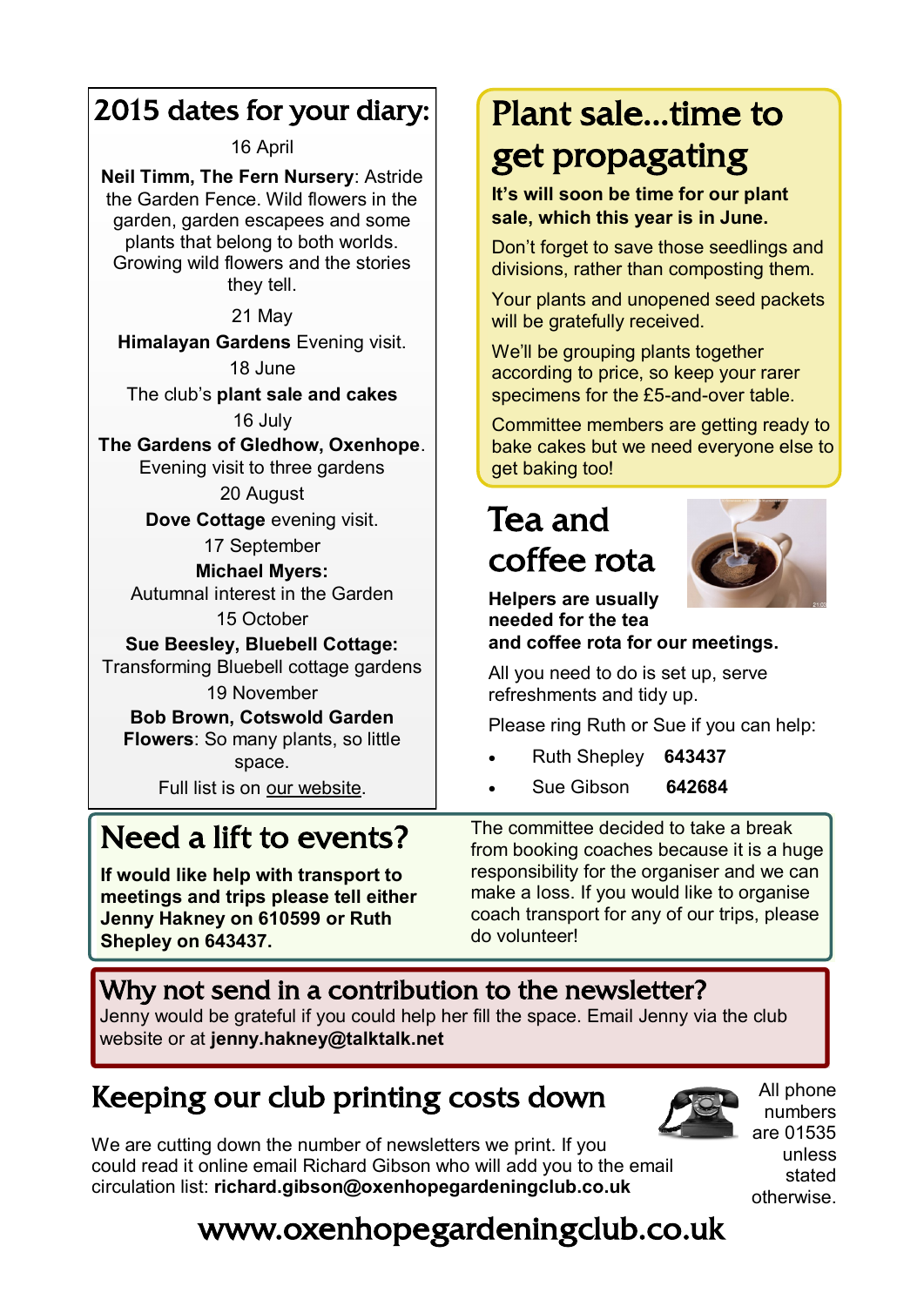## 2015 dates for your diary:

16 April

**Neil Timm, The Fern Nursery**: Astride the Garden Fence. Wild flowers in the garden, garden escapees and some plants that belong to both worlds. Growing wild flowers and the stories they tell.

21 May

**Himalayan Gardens** Evening visit.

18 June

The club's **plant sale and cakes**

16 July

**The Gardens of Gledhow, Oxenhope**. Evening visit to three gardens

20 August

**Dove Cottage** evening visit.

17 September

**Michael Myers:** Autumnal interest in the Garden

15 October

**Sue Beesley, Bluebell Cottage:** Transforming Bluebell cottage gardens

19 November

**Bob Brown, Cotswold Garden Flowers**: So many plants, so little space.

Full list is on our website.

## Plant sale...time to get propagating

**It's will soon be time for our plant sale, which this year is in June.**

Don't forget to save those seedlings and divisions, rather than composting them.

Your plants and unopened seed packets will be gratefully received.

We'll be grouping plants together according to price, so keep your rarer specimens for the £5-and-over table.

Committee members are getting ready to bake cakes but we need everyone else to get baking too!

## Tea and coffee rota

**Helpers are usually needed for the tea and coffee rota for our meetings.**

All you need to do is set up, serve refreshments and tidy up.

Please ring Ruth or Sue if you can help:

- Ruth Shepley **643437**
- Sue Gibson **642684**

## Need a lift to events?

**If would like help with transport to meetings and trips please tell either Jenny Hakney on 610599 or Ruth Shepley on 643437.**

The committee decided to take a break from booking coaches because it is a huge responsibility for the organiser and we can make a loss. If you would like to organise coach transport for any of our trips, please do volunteer!

## Why not send in a contribution to the newsletter?

Jenny would be grateful if you could help her fill the space. Email Jenny via the club website or at **jenny.hakney@talktalk.net**

## Keeping our club printing costs down

We are cutting down the number of newsletters we print. If you could read it online email Richard Gibson who will add you to the email circulation list: **richard.gibson@oxenhopegardeningclub.co.uk**

All phone numbers are 01535 unless stated otherwise.

**www.oxenhopegardeningclub.co.uk**